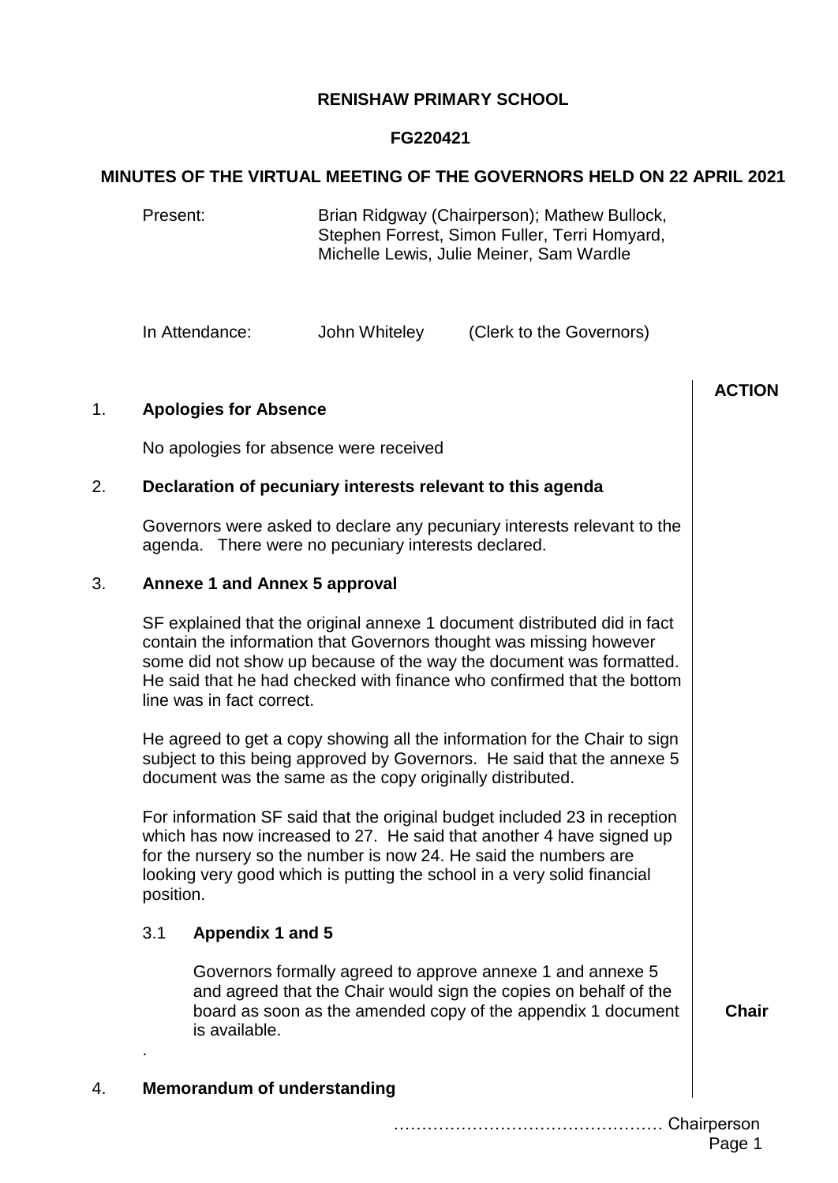**RENISHAW PRIMARY SCHOOL**

**FG220421**

**MINUTES OF THE VIRTUAL MEETING OF THE GOVERNORS HELD ON 22 APRIL 2021**

Present: Brian Ridgway (Chairperson); Mathew Bullock, Stephen Forrest, Simon Fuller, Terri Homyard, Michelle Lewis, Julie Meiner, Sam Wardle

In Attendance: John Whiteley (Clerk to the Governors)

**ACTION**

1. **Apologies for Absence**

   No apologies for absence were received

2. **Declaration of pecuniary interests relevant to this agenda**

   Governors were asked to declare any pecuniary interests relevant to the agenda. There were no pecuniary interests declared.

3. **Annexe 1 and Annex 5 approval**

   SF explained that the original annexe 1 document distributed did in fact contain the information that Governors thought was missing however some did not show up because of the way the document was formatted. He said that he had checked with finance who confirmed that the bottom line was in fact correct.

   He agreed to get a copy showing all the information for the Chair to sign subject to this being approved by Governors. He said that the annexe 5 document was the same as the copy originally distributed.

   For information SF said that the original budget included 23 in reception which has now increased to 27. He said that another 4 have signed up for the nursery so the number is now 24. He said the numbers are looking very good which is putting the school in a very solid financial position.

   3.1 **Appendix 1 and 5**

   Governors formally agreed to approve annexe 1 and annexe 5 and agreed that the Chair would sign the copies on behalf of the board as soon as the amended copy of the appendix 1 document is available. — **Chair**

   .

4. **Memorandum of understanding**

………………………………………… Chairperson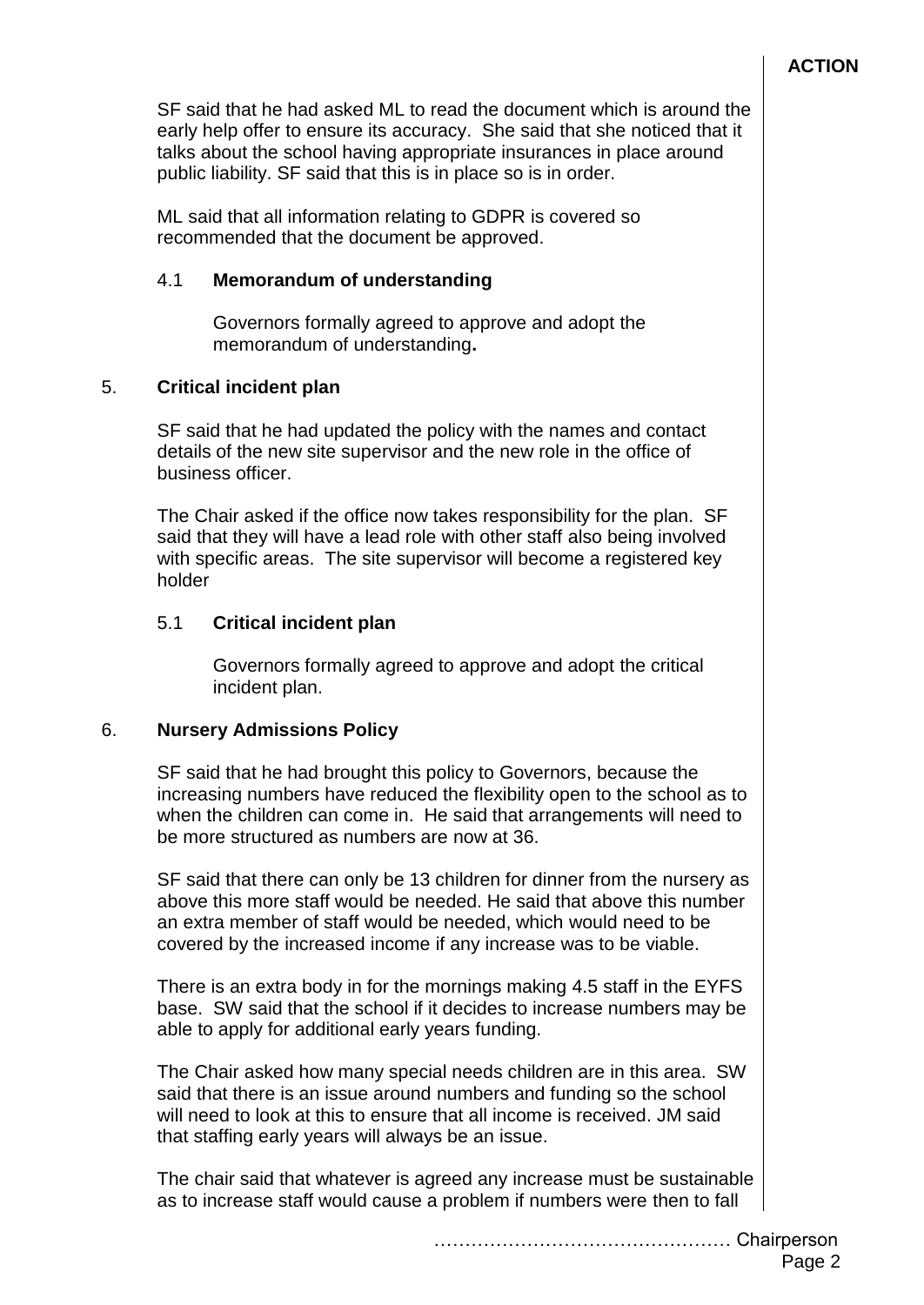**ACTION**

SF said that he had asked ML to read the document which is around the early help offer to ensure its accuracy. She said that she noticed that it talks about the school having appropriate insurances in place around public liability. SF said that this is in place so is in order.

ML said that all information relating to GDPR is covered so recommended that the document be approved.

4.1 **Memorandum of understanding**

Governors formally agreed to approve and adopt the memorandum of understanding**.**

5. **Critical incident plan**

SF said that he had updated the policy with the names and contact details of the new site supervisor and the new role in the office of business officer.

The Chair asked if the office now takes responsibility for the plan. SF said that they will have a lead role with other staff also being involved with specific areas. The site supervisor will become a registered key holder

5.1 **Critical incident plan**

Governors formally agreed to approve and adopt the critical incident plan.

6. **Nursery Admissions Policy**

SF said that he had brought this policy to Governors, because the increasing numbers have reduced the flexibility open to the school as to when the children can come in. He said that arrangements will need to be more structured as numbers are now at 36.

SF said that there can only be 13 children for dinner from the nursery as above this more staff would be needed. He said that above this number an extra member of staff would be needed, which would need to be covered by the increased income if any increase was to be viable.

There is an extra body in for the mornings making 4.5 staff in the EYFS base. SW said that the school if it decides to increase numbers may be able to apply for additional early years funding.

The Chair asked how many special needs children are in this area. SW said that there is an issue around numbers and funding so the school will need to look at this to ensure that all income is received. JM said that staffing early years will always be an issue.

The chair said that whatever is agreed any increase must be sustainable as to increase staff would cause a problem if numbers were then to fall

………………………………………… Chairperson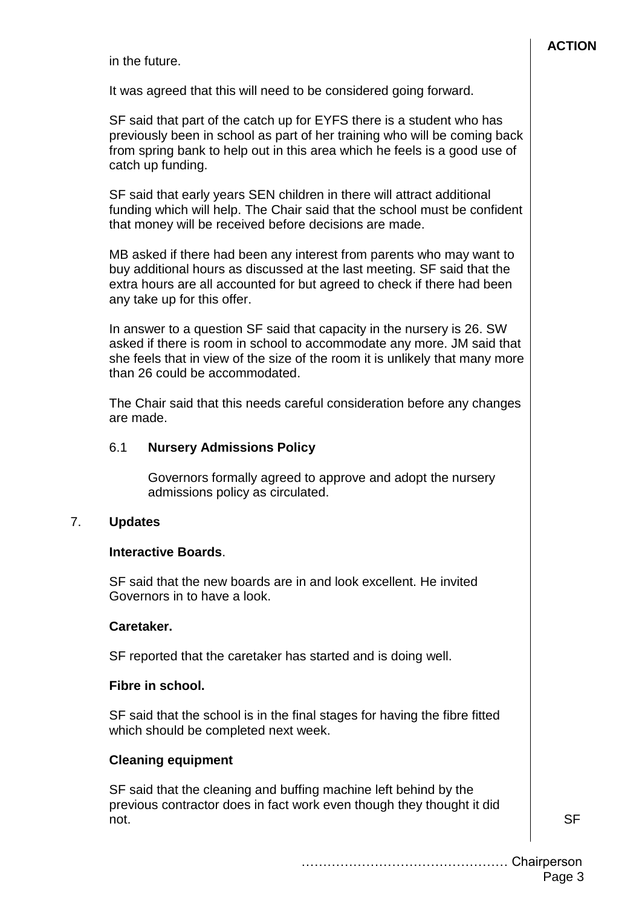in the future.

It was agreed that this will need to be considered going forward.

SF said that part of the catch up for EYFS there is a student who has previously been in school as part of her training who will be coming back from spring bank to help out in this area which he feels is a good use of catch up funding.

SF said that early years SEN children in there will attract additional funding which will help. The Chair said that the school must be confident that money will be received before decisions are made.

MB asked if there had been any interest from parents who may want to buy additional hours as discussed at the last meeting. SF said that the extra hours are all accounted for but agreed to check if there had been any take up for this offer.

In answer to a question SF said that capacity in the nursery is 26. SW asked if there is room in school to accommodate any more. JM said that she feels that in view of the size of the room it is unlikely that many more than 26 could be accommodated.

The Chair said that this needs careful consideration before any changes are made.

6.1 **Nursery Admissions Policy**

Governors formally agreed to approve and adopt the nursery admissions policy as circulated.

7. **Updates**

**Interactive Boards**.

SF said that the new boards are in and look excellent. He invited Governors in to have a look.

**Caretaker.**

SF reported that the caretaker has started and is doing well.

**Fibre in school.**

SF said that the school is in the final stages for having the fibre fitted which should be completed next week.

**Cleaning equipment**

SF said that the cleaning and buffing machine left behind by the previous contractor does in fact work even though they thought it did not.

**ACTION:** SF

………………………………………… Chairperson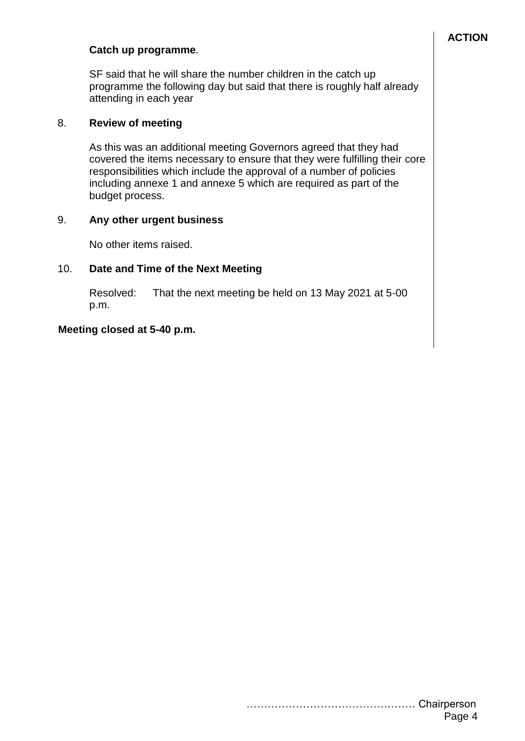**ACTION**

**Catch up programme**.

SF said that he will share the number children in the catch up programme the following day but said that there is roughly half already attending in each year

8. **Review of meeting**

As this was an additional meeting Governors agreed that they had covered the items necessary to ensure that they were fulfilling their core responsibilities which include the approval of a number of policies including annexe 1 and annexe 5 which are required as part of the budget process.

9. **Any other urgent business**

No other items raised.

10. **Date and Time of the Next Meeting**

Resolved: That the next meeting be held on 13 May 2021 at 5-00 p.m.

**Meeting closed at 5-40 p.m.**

………………………………………… Chairperson